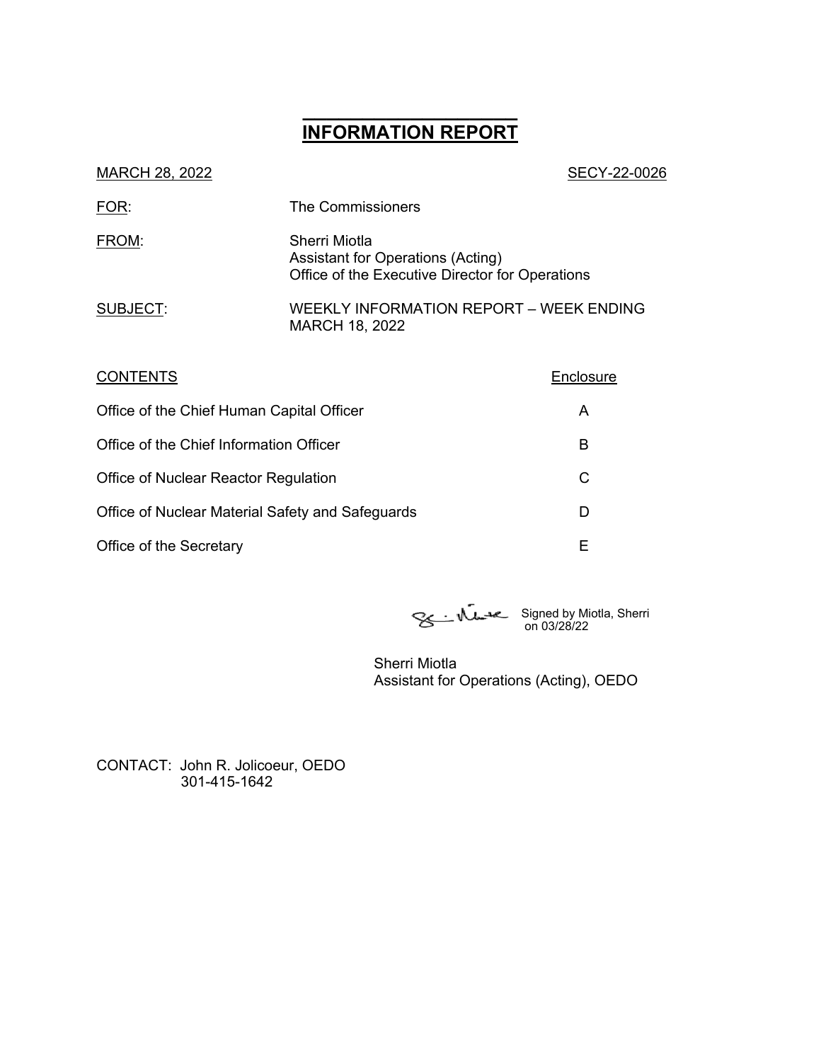# INFORMATION REPORT

MARCH 28, 2022 SECY-22-0026

FOR: The Commissioners

FROM: Sherri Miotla
Assistant for Operations (Acting)
Office of the Executive Director for Operations

SUBJECT: WEEKLY INFORMATION REPORT – WEEK ENDING MARCH 18, 2022

| CONTENTS | Enclosure |
|---|---|
| Office of the Chief Human Capital Officer | A |
| Office of the Chief Information Officer | B |
| Office of Nuclear Reactor Regulation | C |
| Office of Nuclear Material Safety and Safeguards | D |
| Office of the Secretary | E |

Signed by Miotla, Sherri on 03/28/22

Sherri Miotla
Assistant for Operations (Acting), OEDO

CONTACT: John R. Jolicoeur, OEDO
301-415-1642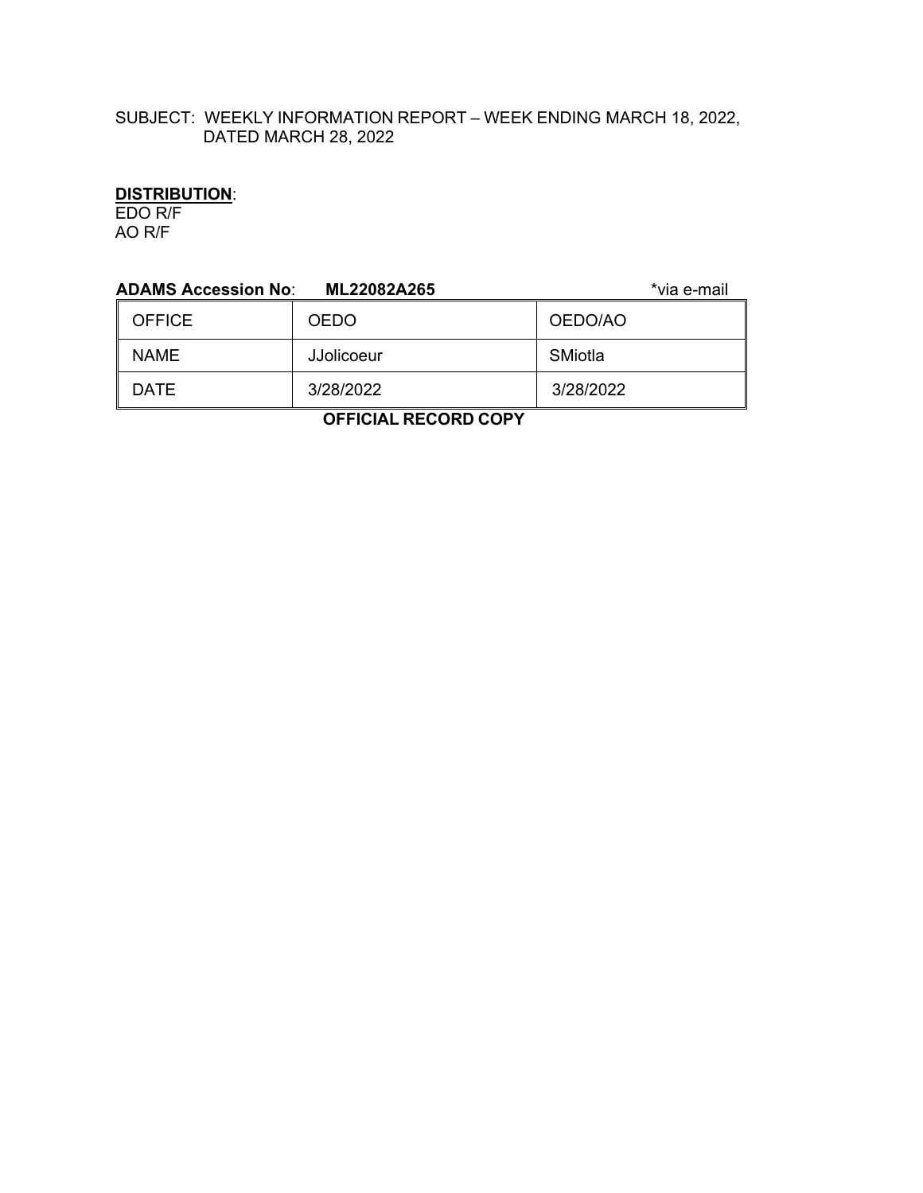SUBJECT: WEEKLY INFORMATION REPORT – WEEK ENDING MARCH 18, 2022, DATED MARCH 28, 2022

**DISTRIBUTION**:
EDO R/F
AO R/F

**ADAMS Accession No**: **ML22082A265** *via e-mail

| OFFICE | OEDO | OEDO/AO |
|---|---|---|
| NAME | JJolicoeur | SMiotla |
| DATE | 3/28/2022 | 3/28/2022 |

**OFFICIAL RECORD COPY**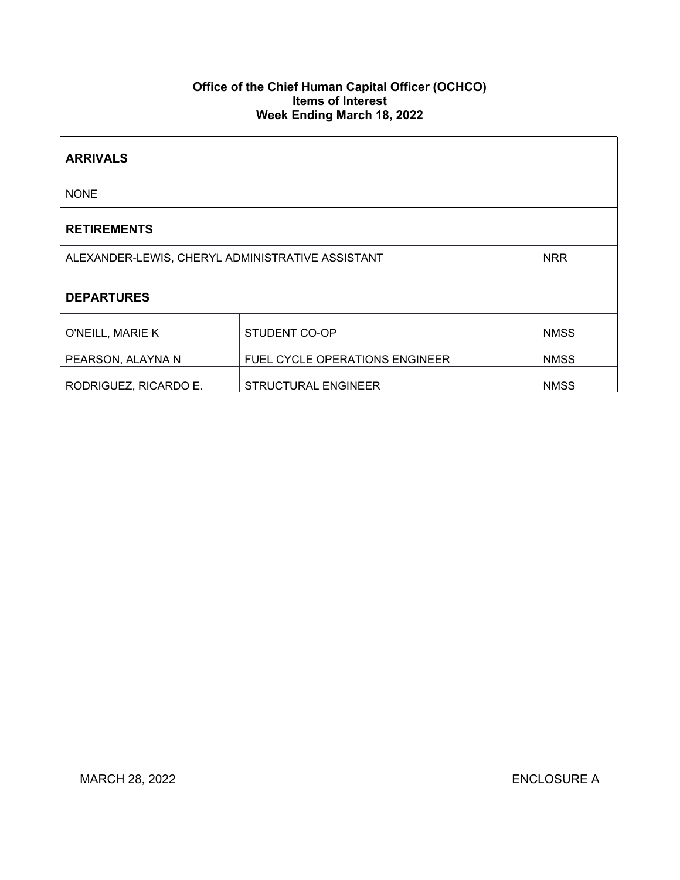**Office of the Chief Human Capital Officer (OCHCO)**
**Items of Interest**
**Week Ending March 18, 2022**

| **ARRIVALS** | | |
|---|---|---|
| NONE | | |
| **RETIREMENTS** | | |
| ALEXANDER-LEWIS, CHERYL | ADMINISTRATIVE ASSISTANT | NRR |
| **DEPARTURES** | | |
| O'NEILL, MARIE K | STUDENT CO-OP | NMSS |
| PEARSON, ALAYNA N | FUEL CYCLE OPERATIONS ENGINEER | NMSS |
| RODRIGUEZ, RICARDO E. | STRUCTURAL ENGINEER | NMSS |

MARCH 28, 2022 ENCLOSURE A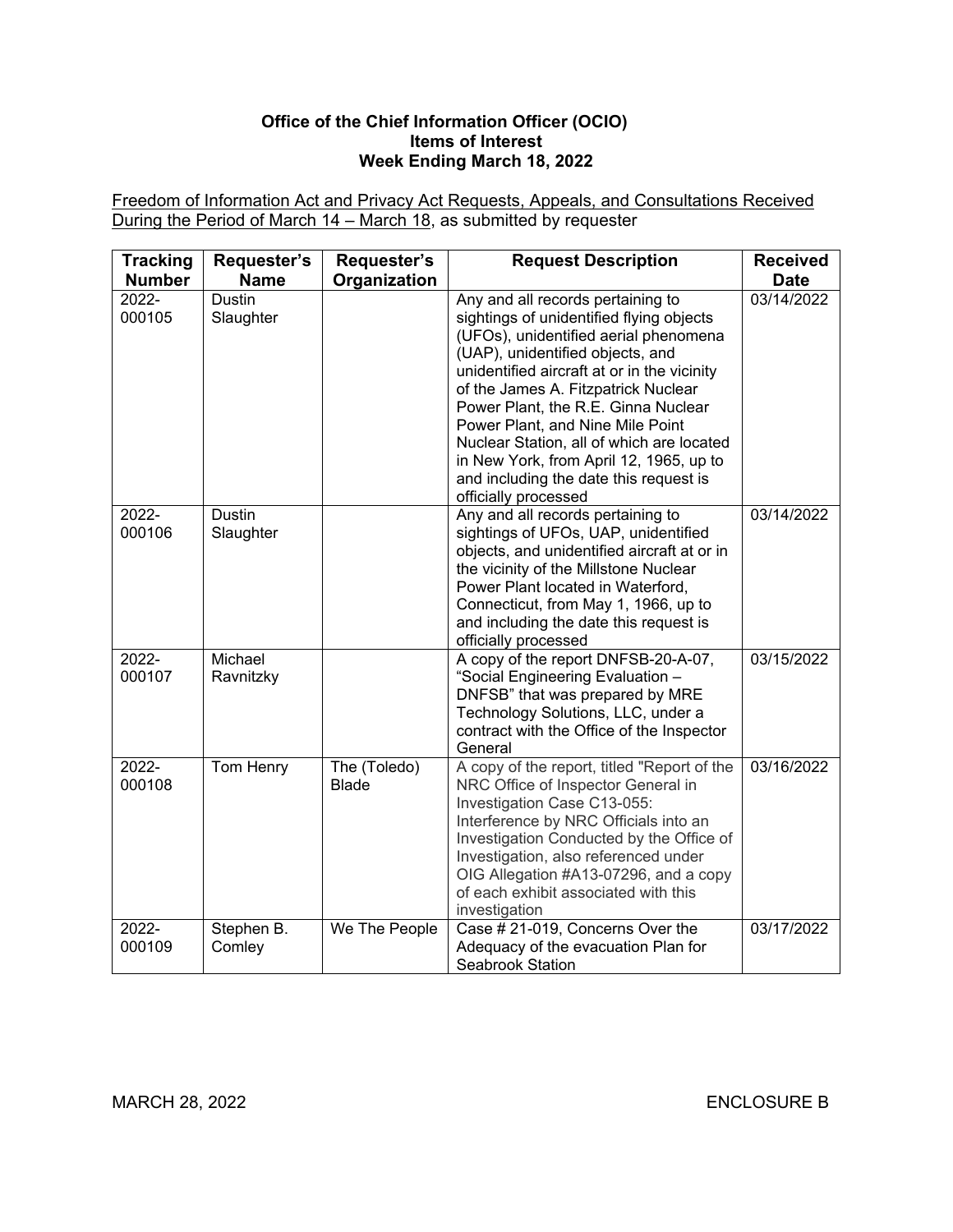**Office of the Chief Information Officer (OCIO)**
**Items of Interest**
**Week Ending March 18, 2022**

Freedom of Information Act and Privacy Act Requests, Appeals, and Consultations Received During the Period of March 14 – March 18, as submitted by requester

| Tracking Number | Requester's Name | Requester's Organization | Request Description | Received Date |
|---|---|---|---|---|
| 2022-000105 | Dustin Slaughter | | Any and all records pertaining to sightings of unidentified flying objects (UFOs), unidentified aerial phenomena (UAP), unidentified objects, and unidentified aircraft at or in the vicinity of the James A. Fitzpatrick Nuclear Power Plant, the R.E. Ginna Nuclear Power Plant, and Nine Mile Point Nuclear Station, all of which are located in New York, from April 12, 1965, up to and including the date this request is officially processed | 03/14/2022 |
| 2022-000106 | Dustin Slaughter | | Any and all records pertaining to sightings of UFOs, UAP, unidentified objects, and unidentified aircraft at or in the vicinity of the Millstone Nuclear Power Plant located in Waterford, Connecticut, from May 1, 1966, up to and including the date this request is officially processed | 03/14/2022 |
| 2022-000107 | Michael Ravnitzky | | A copy of the report DNFSB-20-A-07, "Social Engineering Evaluation – DNFSB" that was prepared by MRE Technology Solutions, LLC, under a contract with the Office of the Inspector General | 03/15/2022 |
| 2022-000108 | Tom Henry | The (Toledo) Blade | A copy of the report, titled "Report of the NRC Office of Inspector General in Investigation Case C13-055: Interference by NRC Officials into an Investigation Conducted by the Office of Investigation, also referenced under OIG Allegation #A13-07296, and a copy of each exhibit associated with this investigation | 03/16/2022 |
| 2022-000109 | Stephen B. Comley | We The People | Case # 21-019, Concerns Over the Adequacy of the evacuation Plan for Seabrook Station | 03/17/2022 |

MARCH 28, 2022 ENCLOSURE B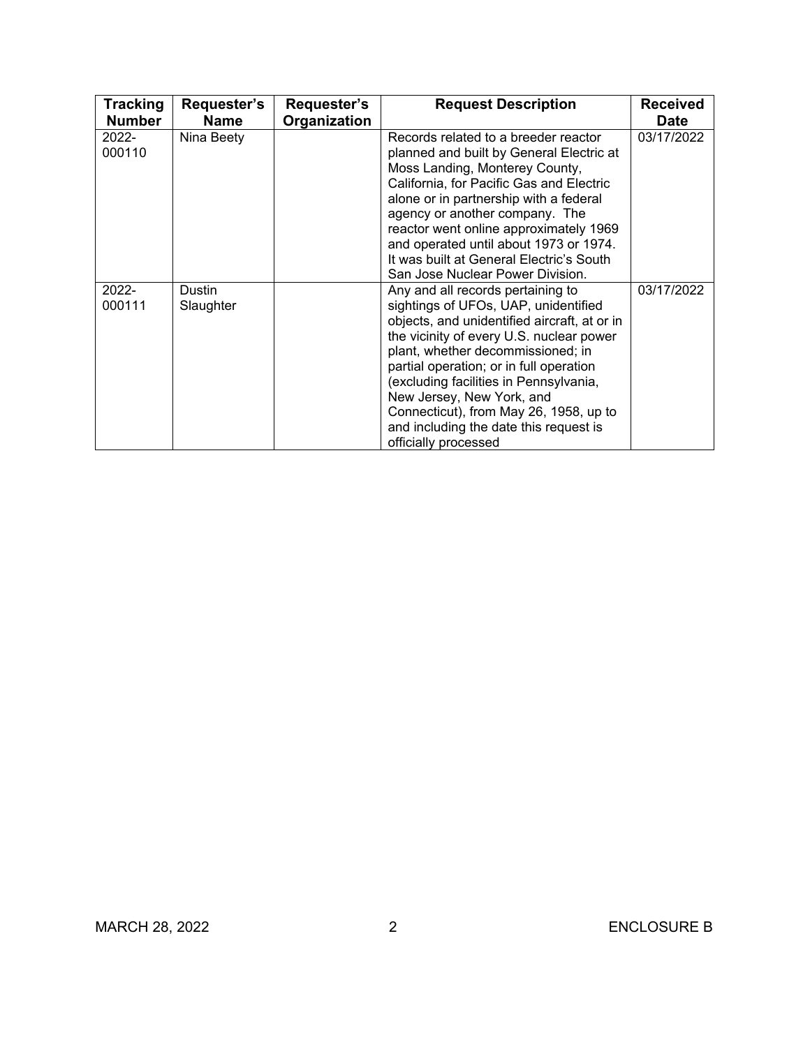| Tracking Number | Requester's Name | Requester's Organization | Request Description | Received Date |
|---|---|---|---|---|
| 2022-000110 | Nina Beety | | Records related to a breeder reactor planned and built by General Electric at Moss Landing, Monterey County, California, for Pacific Gas and Electric alone or in partnership with a federal agency or another company. The reactor went online approximately 1969 and operated until about 1973 or 1974. It was built at General Electric's South San Jose Nuclear Power Division. | 03/17/2022 |
| 2022-000111 | Dustin Slaughter | | Any and all records pertaining to sightings of UFOs, UAP, unidentified objects, and unidentified aircraft, at or in the vicinity of every U.S. nuclear power plant, whether decommissioned; in partial operation; or in full operation (excluding facilities in Pennsylvania, New Jersey, New York, and Connecticut), from May 26, 1958, up to and including the date this request is officially processed | 03/17/2022 |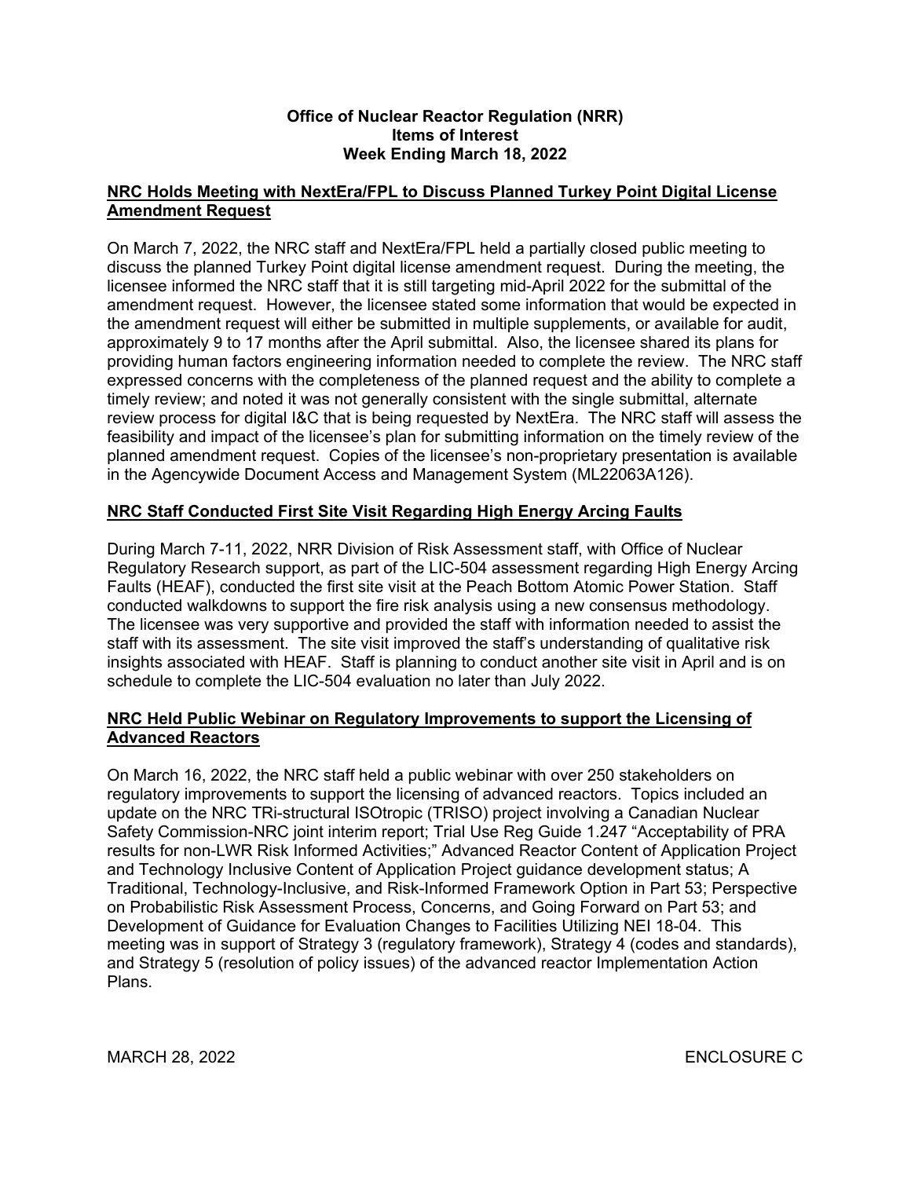**Office of Nuclear Reactor Regulation (NRR)**
**Items of Interest**
**Week Ending March 18, 2022**

## NRC Holds Meeting with NextEra/FPL to Discuss Planned Turkey Point Digital License Amendment Request

On March 7, 2022, the NRC staff and NextEra/FPL held a partially closed public meeting to discuss the planned Turkey Point digital license amendment request. During the meeting, the licensee informed the NRC staff that it is still targeting mid-April 2022 for the submittal of the amendment request. However, the licensee stated some information that would be expected in the amendment request will either be submitted in multiple supplements, or available for audit, approximately 9 to 17 months after the April submittal. Also, the licensee shared its plans for providing human factors engineering information needed to complete the review. The NRC staff expressed concerns with the completeness of the planned request and the ability to complete a timely review; and noted it was not generally consistent with the single submittal, alternate review process for digital I&C that is being requested by NextEra. The NRC staff will assess the feasibility and impact of the licensee's plan for submitting information on the timely review of the planned amendment request. Copies of the licensee's non-proprietary presentation is available in the Agencywide Document Access and Management System (ML22063A126).

## NRC Staff Conducted First Site Visit Regarding High Energy Arcing Faults

During March 7-11, 2022, NRR Division of Risk Assessment staff, with Office of Nuclear Regulatory Research support, as part of the LIC-504 assessment regarding High Energy Arcing Faults (HEAF), conducted the first site visit at the Peach Bottom Atomic Power Station. Staff conducted walkdowns to support the fire risk analysis using a new consensus methodology. The licensee was very supportive and provided the staff with information needed to assist the staff with its assessment. The site visit improved the staff's understanding of qualitative risk insights associated with HEAF. Staff is planning to conduct another site visit in April and is on schedule to complete the LIC-504 evaluation no later than July 2022.

## NRC Held Public Webinar on Regulatory Improvements to support the Licensing of Advanced Reactors

On March 16, 2022, the NRC staff held a public webinar with over 250 stakeholders on regulatory improvements to support the licensing of advanced reactors. Topics included an update on the NRC TRi-structural ISOtropic (TRISO) project involving a Canadian Nuclear Safety Commission-NRC joint interim report; Trial Use Reg Guide 1.247 "Acceptability of PRA results for non-LWR Risk Informed Activities;" Advanced Reactor Content of Application Project and Technology Inclusive Content of Application Project guidance development status; A Traditional, Technology-Inclusive, and Risk-Informed Framework Option in Part 53; Perspective on Probabilistic Risk Assessment Process, Concerns, and Going Forward on Part 53; and Development of Guidance for Evaluation Changes to Facilities Utilizing NEI 18-04. This meeting was in support of Strategy 3 (regulatory framework), Strategy 4 (codes and standards), and Strategy 5 (resolution of policy issues) of the advanced reactor Implementation Action Plans.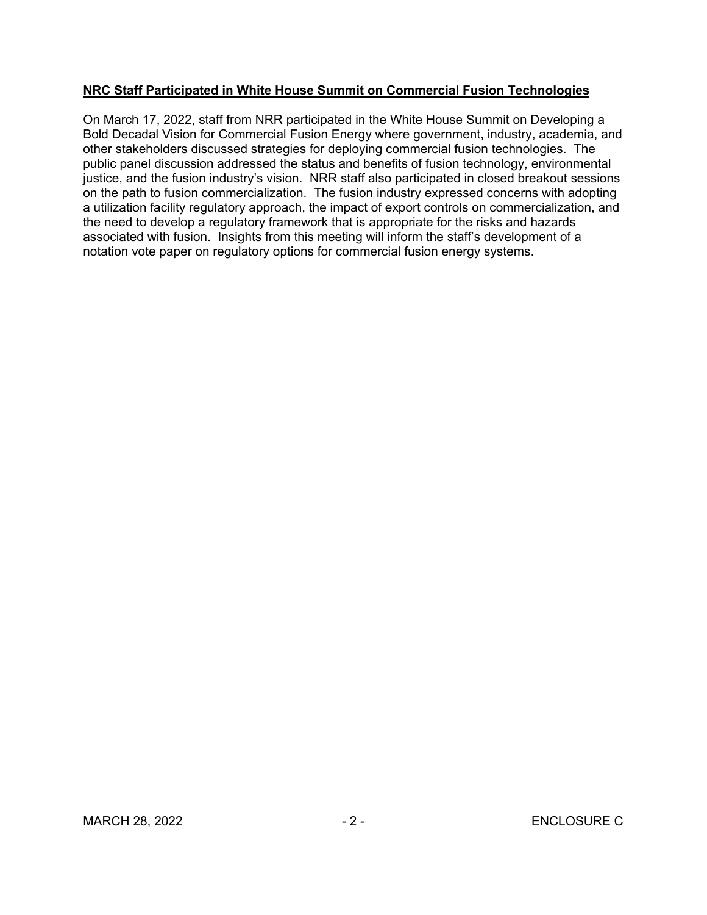**NRC Staff Participated in White House Summit on Commercial Fusion Technologies**

On March 17, 2022, staff from NRR participated in the White House Summit on Developing a Bold Decadal Vision for Commercial Fusion Energy where government, industry, academia, and other stakeholders discussed strategies for deploying commercial fusion technologies. The public panel discussion addressed the status and benefits of fusion technology, environmental justice, and the fusion industry's vision. NRR staff also participated in closed breakout sessions on the path to fusion commercialization. The fusion industry expressed concerns with adopting a utilization facility regulatory approach, the impact of export controls on commercialization, and the need to develop a regulatory framework that is appropriate for the risks and hazards associated with fusion. Insights from this meeting will inform the staff's development of a notation vote paper on regulatory options for commercial fusion energy systems.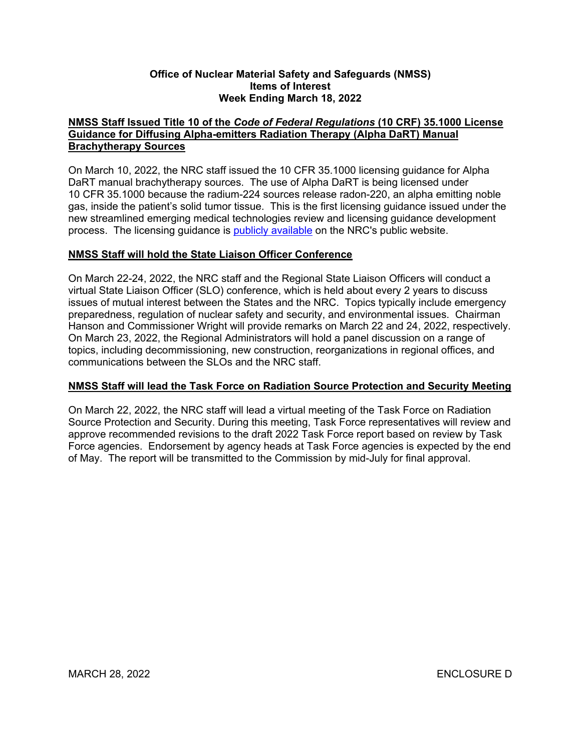# Office of Nuclear Material Safety and Safeguards (NMSS) Items of Interest Week Ending March 18, 2022

## NMSS Staff Issued Title 10 of the *Code of Federal Regulations* (10 CRF) 35.1000 License Guidance for Diffusing Alpha-emitters Radiation Therapy (Alpha DaRT) Manual Brachytherapy Sources

On March 10, 2022, the NRC staff issued the 10 CFR 35.1000 licensing guidance for Alpha DaRT manual brachytherapy sources. The use of Alpha DaRT is being licensed under 10 CFR 35.1000 because the radium-224 sources release radon-220, an alpha emitting noble gas, inside the patient's solid tumor tissue. This is the first licensing guidance issued under the new streamlined emerging medical technologies review and licensing guidance development process. The licensing guidance is publicly available on the NRC's public website.

## NMSS Staff will hold the State Liaison Officer Conference

On March 22-24, 2022, the NRC staff and the Regional State Liaison Officers will conduct a virtual State Liaison Officer (SLO) conference, which is held about every 2 years to discuss issues of mutual interest between the States and the NRC. Topics typically include emergency preparedness, regulation of nuclear safety and security, and environmental issues. Chairman Hanson and Commissioner Wright will provide remarks on March 22 and 24, 2022, respectively. On March 23, 2022, the Regional Administrators will hold a panel discussion on a range of topics, including decommissioning, new construction, reorganizations in regional offices, and communications between the SLOs and the NRC staff.

## NMSS Staff will lead the Task Force on Radiation Source Protection and Security Meeting

On March 22, 2022, the NRC staff will lead a virtual meeting of the Task Force on Radiation Source Protection and Security. During this meeting, Task Force representatives will review and approve recommended revisions to the draft 2022 Task Force report based on review by Task Force agencies. Endorsement by agency heads at Task Force agencies is expected by the end of May. The report will be transmitted to the Commission by mid-July for final approval.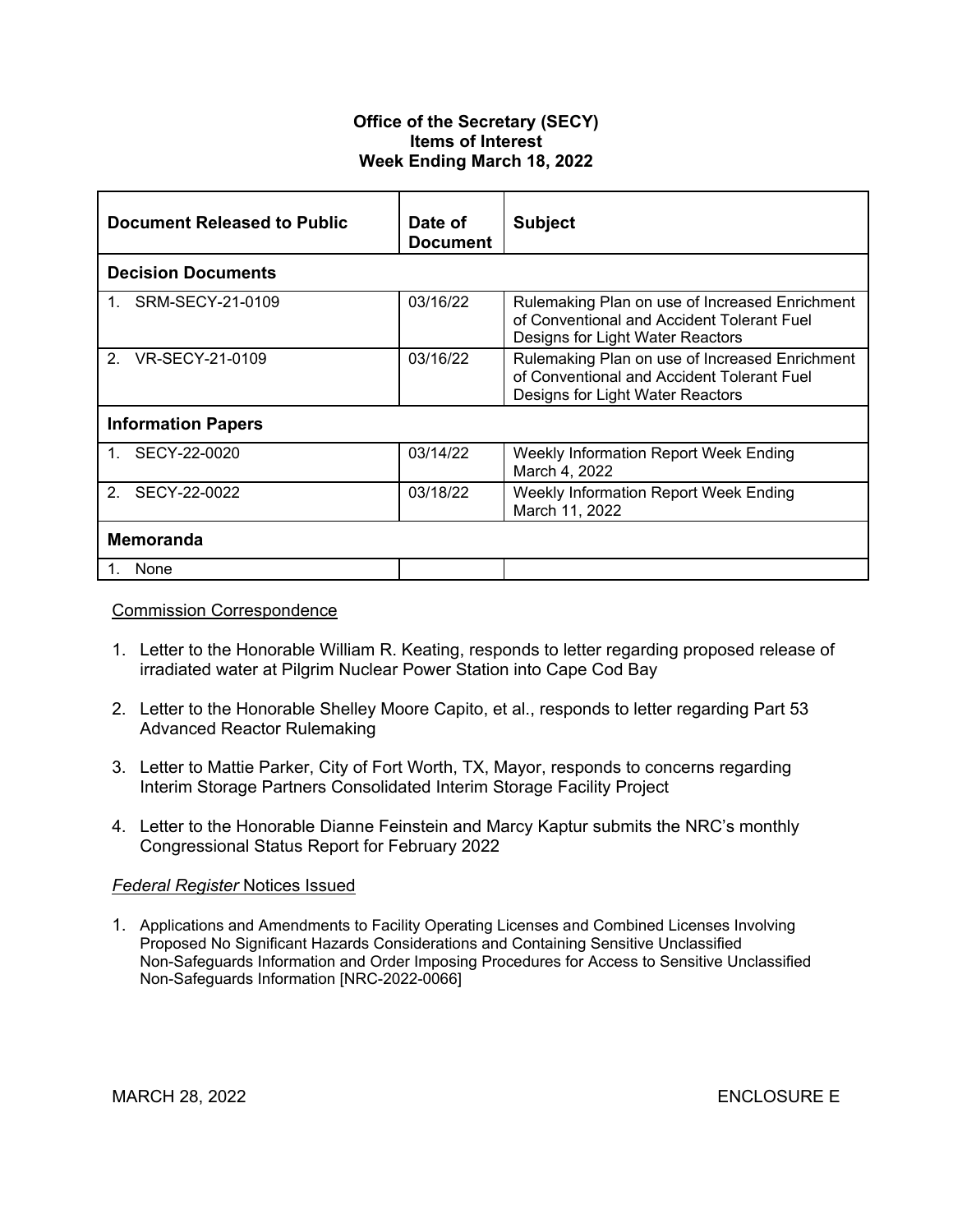**Office of the Secretary (SECY)**
**Items of Interest**
**Week Ending March 18, 2022**

| Document Released to Public | Date of Document | Subject |
|---|---|---|
| **Decision Documents** | | |
| 1. SRM-SECY-21-0109 | 03/16/22 | Rulemaking Plan on use of Increased Enrichment of Conventional and Accident Tolerant Fuel Designs for Light Water Reactors |
| 2. VR-SECY-21-0109 | 03/16/22 | Rulemaking Plan on use of Increased Enrichment of Conventional and Accident Tolerant Fuel Designs for Light Water Reactors |
| **Information Papers** | | |
| 1. SECY-22-0020 | 03/14/22 | Weekly Information Report Week Ending March 4, 2022 |
| 2. SECY-22-0022 | 03/18/22 | Weekly Information Report Week Ending March 11, 2022 |
| **Memoranda** | | |
| 1. None | | |

Commission Correspondence

1. Letter to the Honorable William R. Keating, responds to letter regarding proposed release of irradiated water at Pilgrim Nuclear Power Station into Cape Cod Bay
2. Letter to the Honorable Shelley Moore Capito, et al., responds to letter regarding Part 53 Advanced Reactor Rulemaking
3. Letter to Mattie Parker, City of Fort Worth, TX, Mayor, responds to concerns regarding Interim Storage Partners Consolidated Interim Storage Facility Project
4. Letter to the Honorable Dianne Feinstein and Marcy Kaptur submits the NRC's monthly Congressional Status Report for February 2022

*Federal Register* Notices Issued

1. Applications and Amendments to Facility Operating Licenses and Combined Licenses Involving Proposed No Significant Hazards Considerations and Containing Sensitive Unclassified Non-Safeguards Information and Order Imposing Procedures for Access to Sensitive Unclassified Non-Safeguards Information [NRC-2022-0066]

MARCH 28, 2022 ENCLOSURE E